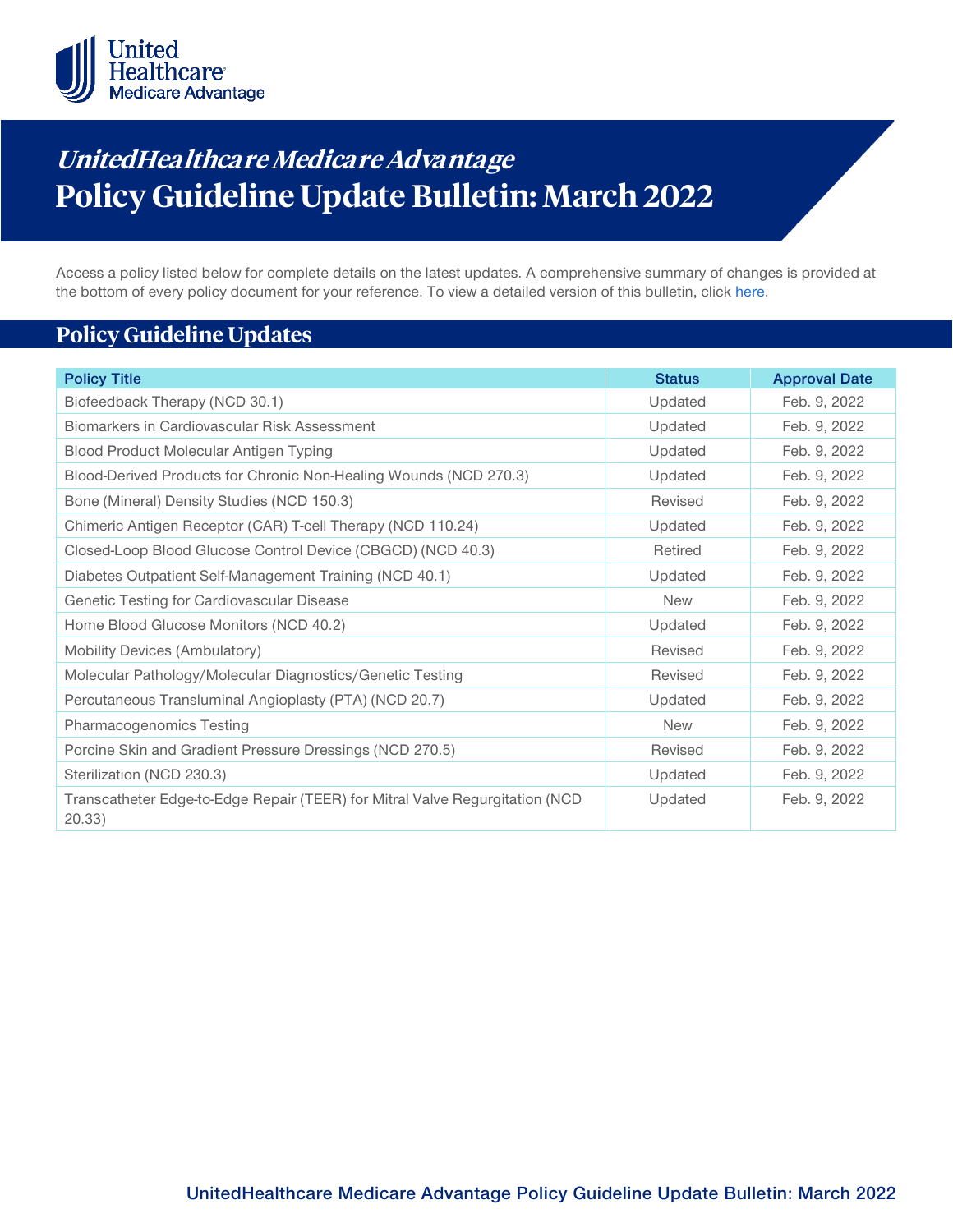# *UnitedHealthcare Medicare Advantage*
# Policy Guideline Update Bulletin: March 2022

Access a policy listed below for complete details on the latest updates. A comprehensive summary of changes is provided at the bottom of every policy document for your reference. To view a detailed version of this bulletin, click here.

## Policy Guideline Updates

| Policy Title | Status | Approval Date |
|---|---|---|
| Biofeedback Therapy (NCD 30.1) | Updated | Feb. 9, 2022 |
| Biomarkers in Cardiovascular Risk Assessment | Updated | Feb. 9, 2022 |
| Blood Product Molecular Antigen Typing | Updated | Feb. 9, 2022 |
| Blood-Derived Products for Chronic Non-Healing Wounds (NCD 270.3) | Updated | Feb. 9, 2022 |
| Bone (Mineral) Density Studies (NCD 150.3) | Revised | Feb. 9, 2022 |
| Chimeric Antigen Receptor (CAR) T-cell Therapy (NCD 110.24) | Updated | Feb. 9, 2022 |
| Closed-Loop Blood Glucose Control Device (CBGCD) (NCD 40.3) | Retired | Feb. 9, 2022 |
| Diabetes Outpatient Self-Management Training (NCD 40.1) | Updated | Feb. 9, 2022 |
| Genetic Testing for Cardiovascular Disease | New | Feb. 9, 2022 |
| Home Blood Glucose Monitors (NCD 40.2) | Updated | Feb. 9, 2022 |
| Mobility Devices (Ambulatory) | Revised | Feb. 9, 2022 |
| Molecular Pathology/Molecular Diagnostics/Genetic Testing | Revised | Feb. 9, 2022 |
| Percutaneous Transluminal Angioplasty (PTA) (NCD 20.7) | Updated | Feb. 9, 2022 |
| Pharmacogenomics Testing | New | Feb. 9, 2022 |
| Porcine Skin and Gradient Pressure Dressings (NCD 270.5) | Revised | Feb. 9, 2022 |
| Sterilization (NCD 230.3) | Updated | Feb. 9, 2022 |
| Transcatheter Edge-to-Edge Repair (TEER) for Mitral Valve Regurgitation (NCD 20.33) | Updated | Feb. 9, 2022 |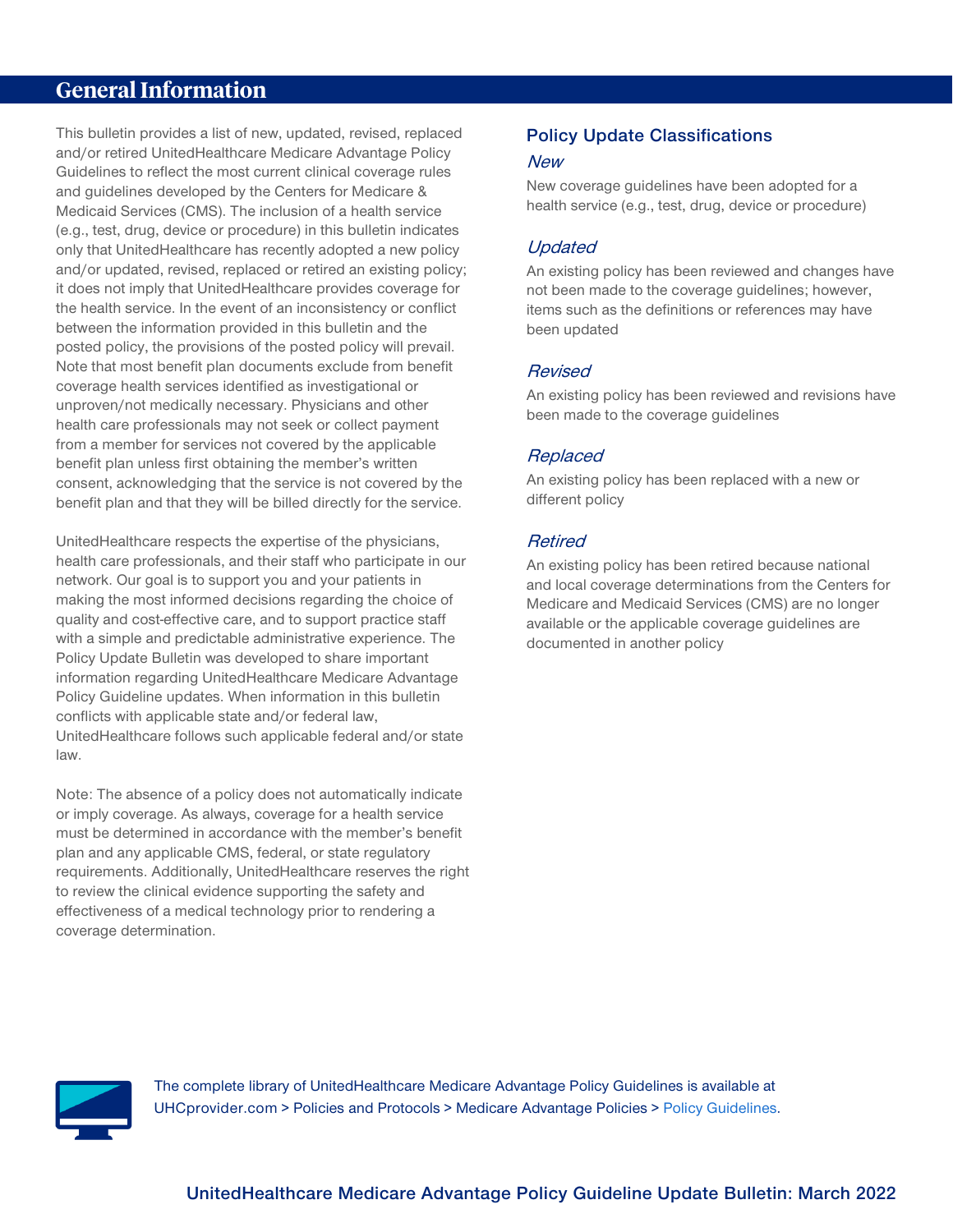## General Information

This bulletin provides a list of new, updated, revised, replaced and/or retired UnitedHealthcare Medicare Advantage Policy Guidelines to reflect the most current clinical coverage rules and guidelines developed by the Centers for Medicare & Medicaid Services (CMS). The inclusion of a health service (e.g., test, drug, device or procedure) in this bulletin indicates only that UnitedHealthcare has recently adopted a new policy and/or updated, revised, replaced or retired an existing policy; it does not imply that UnitedHealthcare provides coverage for the health service. In the event of an inconsistency or conflict between the information provided in this bulletin and the posted policy, the provisions of the posted policy will prevail. Note that most benefit plan documents exclude from benefit coverage health services identified as investigational or unproven/not medically necessary. Physicians and other health care professionals may not seek or collect payment from a member for services not covered by the applicable benefit plan unless first obtaining the member's written consent, acknowledging that the service is not covered by the benefit plan and that they will be billed directly for the service.

UnitedHealthcare respects the expertise of the physicians, health care professionals, and their staff who participate in our network. Our goal is to support you and your patients in making the most informed decisions regarding the choice of quality and cost-effective care, and to support practice staff with a simple and predictable administrative experience. The Policy Update Bulletin was developed to share important information regarding UnitedHealthcare Medicare Advantage Policy Guideline updates. When information in this bulletin conflicts with applicable state and/or federal law, UnitedHealthcare follows such applicable federal and/or state law.

Note: The absence of a policy does not automatically indicate or imply coverage. As always, coverage for a health service must be determined in accordance with the member's benefit plan and any applicable CMS, federal, or state regulatory requirements. Additionally, UnitedHealthcare reserves the right to review the clinical evidence supporting the safety and effectiveness of a medical technology prior to rendering a coverage determination.

### Policy Update Classifications

*New*

New coverage guidelines have been adopted for a health service (e.g., test, drug, device or procedure)

*Updated*

An existing policy has been reviewed and changes have not been made to the coverage guidelines; however, items such as the definitions or references may have been updated

*Revised*

An existing policy has been reviewed and revisions have been made to the coverage guidelines

*Replaced*

An existing policy has been replaced with a new or different policy

*Retired*

An existing policy has been retired because national and local coverage determinations from the Centers for Medicare and Medicaid Services (CMS) are no longer available or the applicable coverage guidelines are documented in another policy

The complete library of UnitedHealthcare Medicare Advantage Policy Guidelines is available at UHCprovider.com > Policies and Protocols > Medicare Advantage Policies > Policy Guidelines.